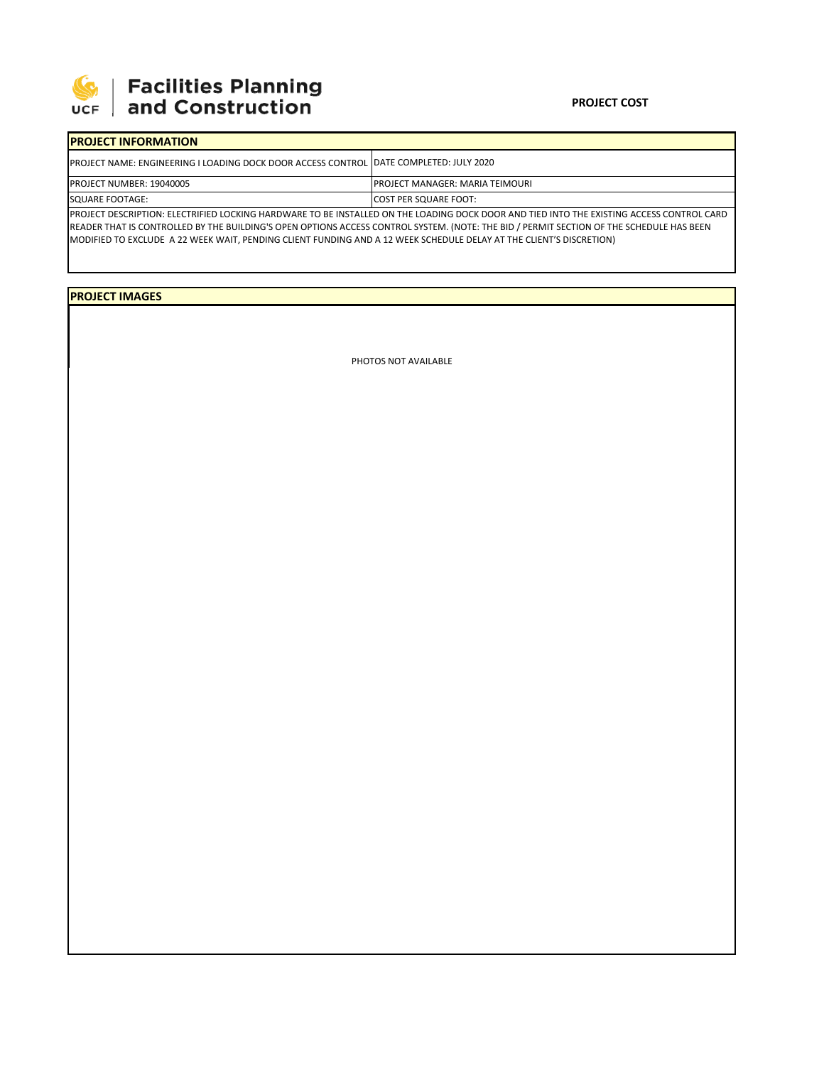Facilities Planning and Construction

**PROJECT COST**

## PROJECT INFORMATION

| PROJECT NAME: ENGINEERING I LOADING DOCK DOOR ACCESS CONTROL | DATE COMPLETED: JULY 2020 |
|---|---|
| PROJECT NUMBER: 19040005 | PROJECT MANAGER: MARIA TEIMOURI |
| SQUARE FOOTAGE: | COST PER SQUARE FOOT: |

PROJECT DESCRIPTION: ELECTRIFIED LOCKING HARDWARE TO BE INSTALLED ON THE LOADING DOCK DOOR AND TIED INTO THE EXISTING ACCESS CONTROL CARD READER THAT IS CONTROLLED BY THE BUILDING'S OPEN OPTIONS ACCESS CONTROL SYSTEM. (NOTE: THE BID / PERMIT SECTION OF THE SCHEDULE HAS BEEN MODIFIED TO EXCLUDE A 22 WEEK WAIT, PENDING CLIENT FUNDING AND A 12 WEEK SCHEDULE DELAY AT THE CLIENT'S DISCRETION)

## PROJECT IMAGES

PHOTOS NOT AVAILABLE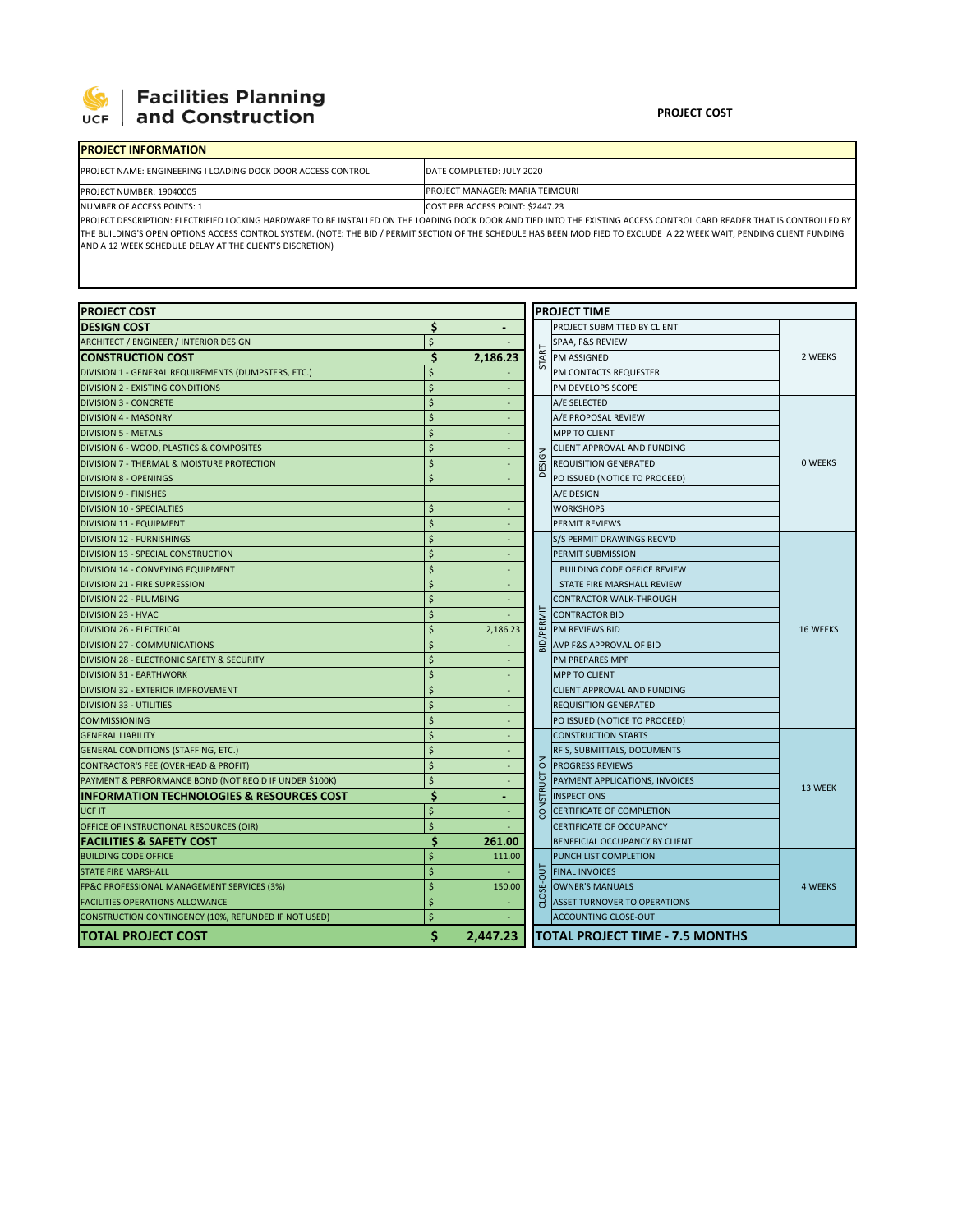**Facilities Planning and Construction**

**PROJECT COST**

| **PROJECT INFORMATION** | |
|---|---|
| PROJECT NAME: ENGINEERING I LOADING DOCK DOOR ACCESS CONTROL | DATE COMPLETED: JULY 2020 |
| PROJECT NUMBER: 19040005 | PROJECT MANAGER: MARIA TEIMOURI |
| NUMBER OF ACCESS POINTS: 1 | COST PER ACCESS POINT: $2447.23 |

PROJECT DESCRIPTION: ELECTRIFIED LOCKING HARDWARE TO BE INSTALLED ON THE LOADING DOCK DOOR AND TIED INTO THE EXISTING ACCESS CONTROL CARD READER THAT IS CONTROLLED BY THE BUILDING'S OPEN OPTIONS ACCESS CONTROL SYSTEM. (NOTE: THE BID / PERMIT SECTION OF THE SCHEDULE HAS BEEN MODIFIED TO EXCLUDE A 22 WEEK WAIT, PENDING CLIENT FUNDING AND A 12 WEEK SCHEDULE DELAY AT THE CLIENT'S DISCRETION)

| **PROJECT COST** | |
|---|---|
| **DESIGN COST** | **$ -** |
| ARCHITECT / ENGINEER / INTERIOR DESIGN | $ - |
| **CONSTRUCTION COST** | **$ 2,186.23** |
| DIVISION 1 - GENERAL REQUIREMENTS (DUMPSTERS, ETC.) | $ - |
| DIVISION 2 - EXISTING CONDITIONS | $ - |
| DIVISION 3 - CONCRETE | $ - |
| DIVISION 4 - MASONRY | $ - |
| DIVISION 5 - METALS | $ - |
| DIVISION 6 - WOOD, PLASTICS & COMPOSITES | $ - |
| DIVISION 7 - THERMAL & MOISTURE PROTECTION | $ - |
| DIVISION 8 - OPENINGS | $ - |
| DIVISION 9 - FINISHES | |
| DIVISION 10 - SPECIALTIES | $ - |
| DIVISION 11 - EQUIPMENT | $ - |
| DIVISION 12 - FURNISHINGS | $ - |
| DIVISION 13 - SPECIAL CONSTRUCTION | $ - |
| DIVISION 14 - CONVEYING EQUIPMENT | $ - |
| DIVISION 21 - FIRE SUPRESSION | $ - |
| DIVISION 22 - PLUMBING | $ - |
| DIVISION 23 - HVAC | $ - |
| DIVISION 26 - ELECTRICAL | $ 2,186.23 |
| DIVISION 27 - COMMUNICATIONS | $ - |
| DIVISION 28 - ELECTRONIC SAFETY & SECURITY | $ - |
| DIVISION 31 - EARTHWORK | $ - |
| DIVISION 32 - EXTERIOR IMPROVEMENT | $ - |
| DIVISION 33 - UTILITIES | $ - |
| COMMISSIONING | $ - |
| GENERAL LIABILITY | $ - |
| GENERAL CONDITIONS (STAFFING, ETC.) | $ - |
| CONTRACTOR'S FEE (OVERHEAD & PROFIT) | $ - |
| PAYMENT & PERFORMANCE BOND (NOT REQ'D IF UNDER $100K) | $ - |
| **INFORMATION TECHNOLOGIES & RESOURCES COST** | **$ -** |
| UCF IT | $ - |
| OFFICE OF INSTRUCTIONAL RESOURCES (OIR) | $ - |
| **FACILITIES & SAFETY COST** | **$ 261.00** |
| BUILDING CODE OFFICE | $ 111.00 |
| STATE FIRE MARSHALL | $ - |
| FP&C PROFESSIONAL MANAGEMENT SERVICES (3%) | $ 150.00 |
| FACILITIES OPERATIONS ALLOWANCE | $ - |
| CONSTRUCTION CONTINGENCY (10%, REFUNDED IF NOT USED) | $ - |
| **TOTAL PROJECT COST** | **$ 2,447.23** |

| **PROJECT TIME** | | |
|---|---|---|
| START | PROJECT SUBMITTED BY CLIENT | 2 WEEKS |
| | SPAA, F&S REVIEW | |
| | PM ASSIGNED | |
| | PM CONTACTS REQUESTER | |
| | PM DEVELOPS SCOPE | |
| DESIGN | A/E SELECTED | 0 WEEKS |
| | A/E PROPOSAL REVIEW | |
| | MPP TO CLIENT | |
| | CLIENT APPROVAL AND FUNDING | |
| | REQUISITION GENERATED | |
| | PO ISSUED (NOTICE TO PROCEED) | |
| | A/E DESIGN | |
| | WORKSHOPS | |
| | PERMIT REVIEWS | |
| BID/PERMIT | S/S PERMIT DRAWINGS RECV'D | 16 WEEKS |
| | PERMIT SUBMISSION | |
| | BUILDING CODE OFFICE REVIEW | |
| | STATE FIRE MARSHALL REVIEW | |
| | CONTRACTOR WALK-THROUGH | |
| | CONTRACTOR BID | |
| | PM REVIEWS BID | |
| | AVP F&S APPROVAL OF BID | |
| | PM PREPARES MPP | |
| | MPP TO CLIENT | |
| | CLIENT APPROVAL AND FUNDING | |
| | REQUISITION GENERATED | |
| | PO ISSUED (NOTICE TO PROCEED) | |
| CONSTRUCTION | CONSTRUCTION STARTS | 13 WEEK |
| | RFIS, SUBMITTALS, DOCUMENTS | |
| | PROGRESS REVIEWS | |
| | PAYMENT APPLICATIONS, INVOICES | |
| | INSPECTIONS | |
| | CERTIFICATE OF COMPLETION | |
| | CERTIFICATE OF OCCUPANCY | |
| | BENEFICIAL OCCUPANCY BY CLIENT | |
| CLOSE-OUT | PUNCH LIST COMPLETION | 4 WEEKS |
| | FINAL INVOICES | |
| | OWNER'S MANUALS | |
| | ASSET TURNOVER TO OPERATIONS | |
| | ACCOUNTING CLOSE-OUT | |
| **TOTAL PROJECT TIME - 7.5 MONTHS** | | |